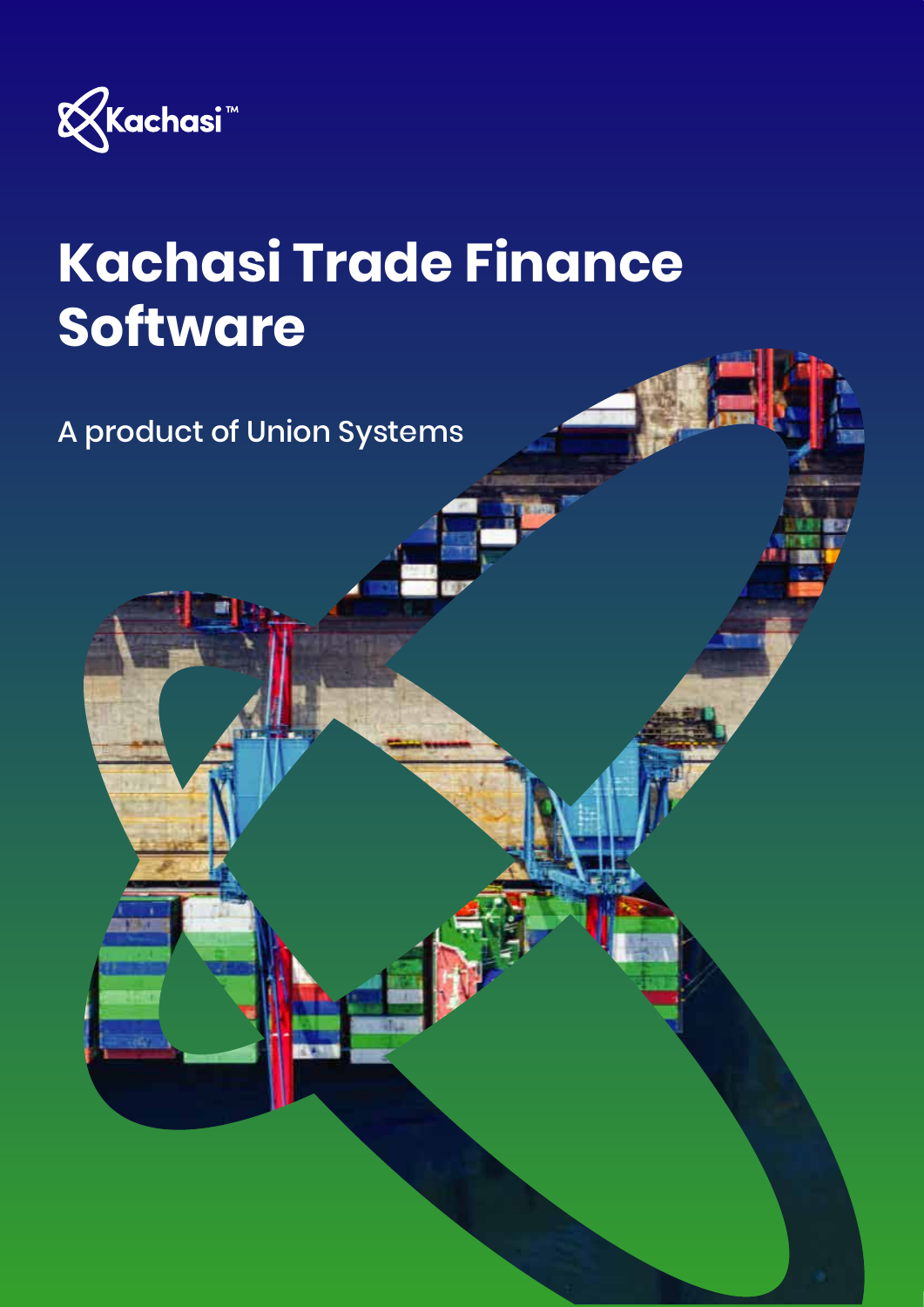Kachasi™

# Kachasi Trade Finance Software

A product of Union Systems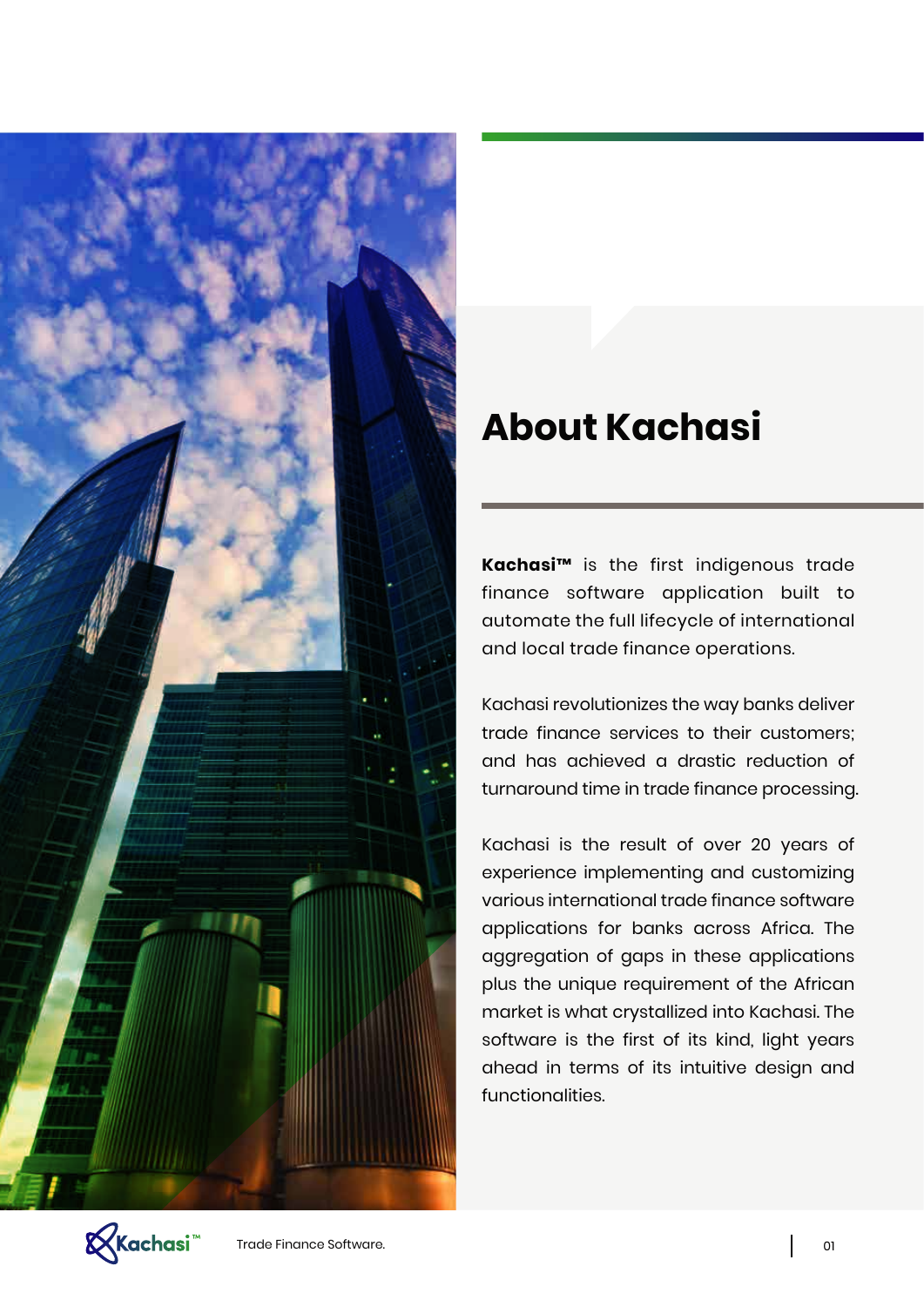# About Kachasi

**Kachasi™** is the first indigenous trade finance software application built to automate the full lifecycle of international and local trade finance operations.

Kachasi revolutionizes the way banks deliver trade finance services to their customers; and has achieved a drastic reduction of turnaround time in trade finance processing.

Kachasi is the result of over 20 years of experience implementing and customizing various international trade finance software applications for banks across Africa. The aggregation of gaps in these applications plus the unique requirement of the African market is what crystallized into Kachasi. The software is the first of its kind, light years ahead in terms of its intuitive design and functionalities.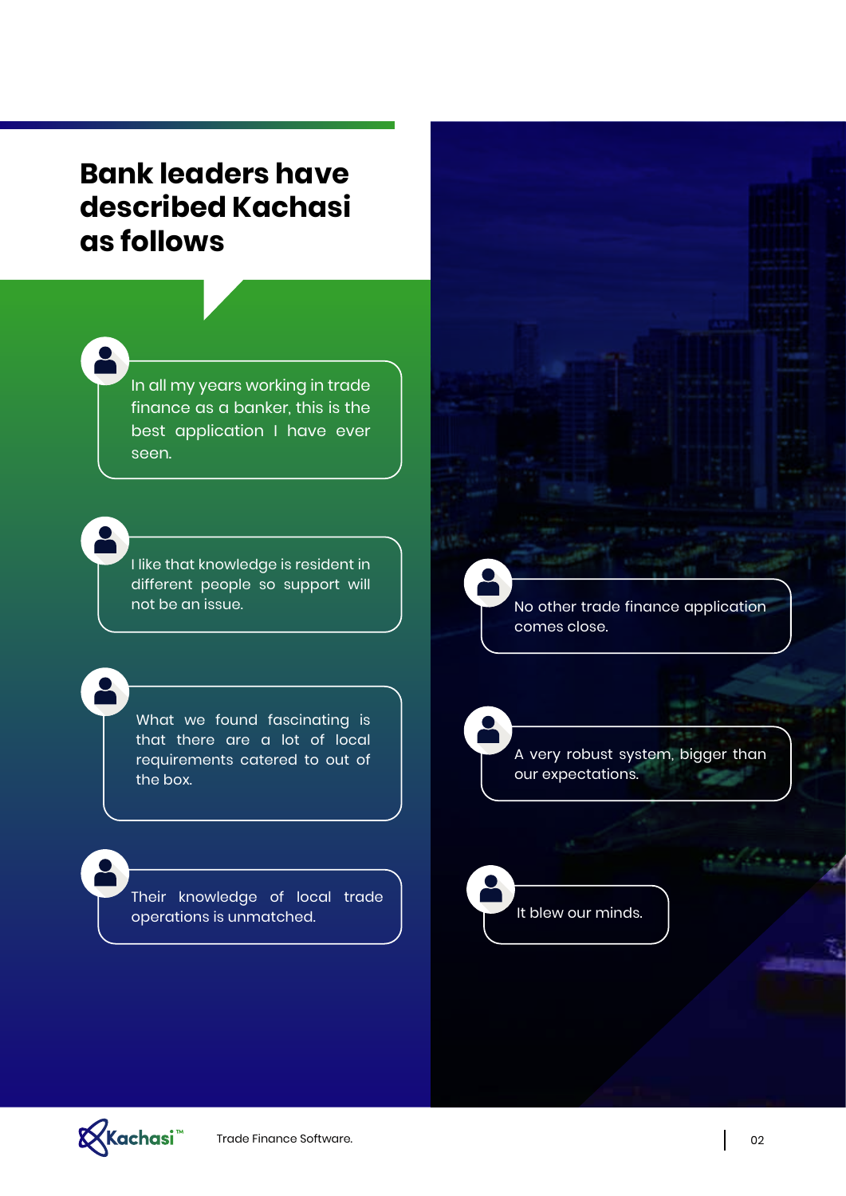# Bank leaders have described Kachasi as follows

- In all my years working in trade finance as a banker, this is the best application I have ever seen.
- I like that knowledge is resident in different people so support will not be an issue.
- What we found fascinating is that there are a lot of local requirements catered to out of the box.
- Their knowledge of local trade operations is unmatched.
- No other trade finance application comes close.
- A very robust system, bigger than our expectations.
- It blew our minds.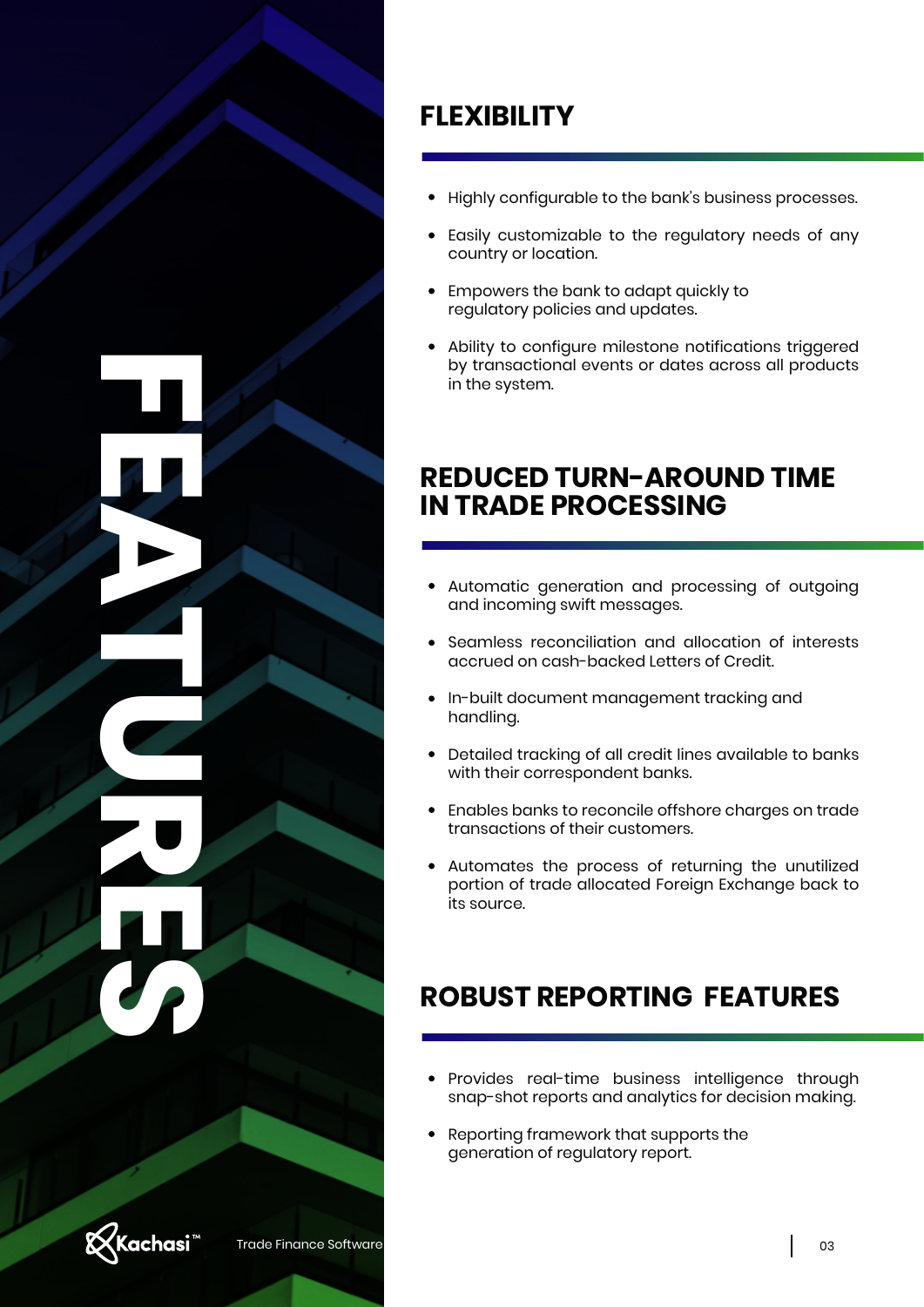# FEATURES

## FLEXIBILITY

- Highly configurable to the bank's business processes.
- Easily customizable to the regulatory needs of any country or location.
- Empowers the bank to adapt quickly to regulatory policies and updates.
- Ability to configure milestone notifications triggered by transactional events or dates across all products in the system.

## REDUCED TURN-AROUND TIME IN TRADE PROCESSING

- Automatic generation and processing of outgoing and incoming swift messages.
- Seamless reconciliation and allocation of interests accrued on cash-backed Letters of Credit.
- In-built document management tracking and handling.
- Detailed tracking of all credit lines available to banks with their correspondent banks.
- Enables banks to reconcile offshore charges on trade transactions of their customers.
- Automates the process of returning the unutilized portion of trade allocated Foreign Exchange back to its source.

## ROBUST REPORTING FEATURES

- Provides real-time business intelligence through snap-shot reports and analytics for decision making.
- Reporting framework that supports the generation of regulatory report.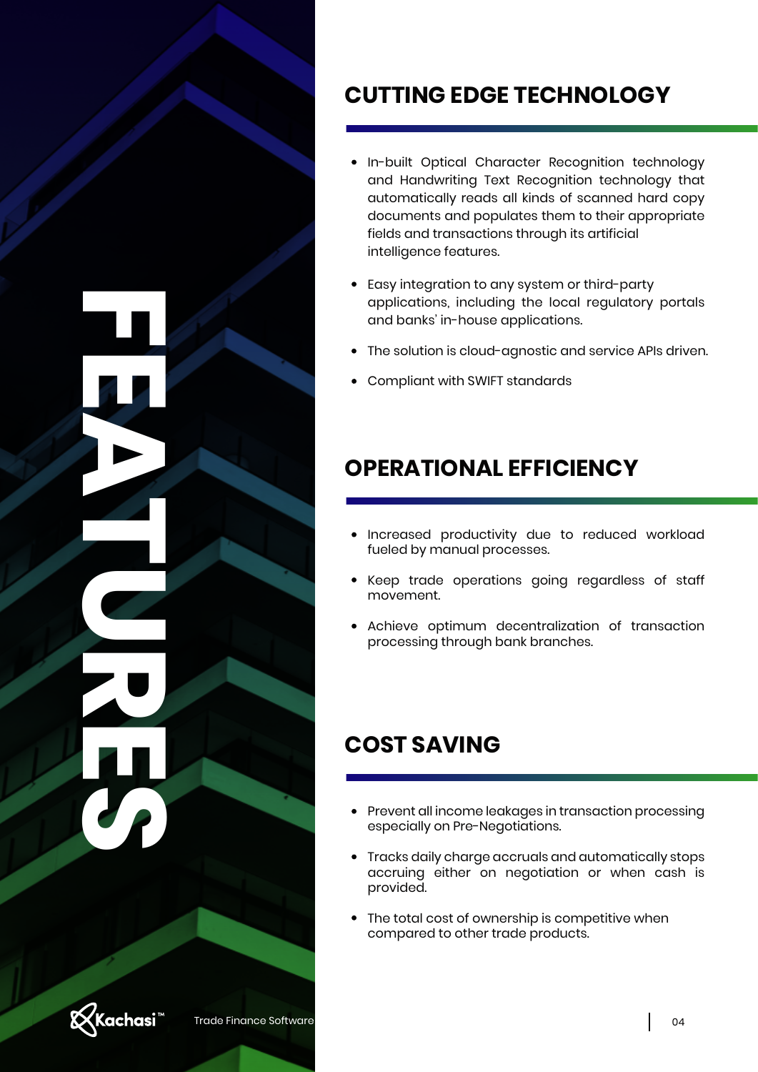# FEATURES

## CUTTING EDGE TECHNOLOGY

- In-built Optical Character Recognition technology and Handwriting Text Recognition technology that automatically reads all kinds of scanned hard copy documents and populates them to their appropriate fields and transactions through its artificial intelligence features.
- Easy integration to any system or third-party applications, including the local regulatory portals and banks' in-house applications.
- The solution is cloud-agnostic and service APIs driven.
- Compliant with SWIFT standards

## OPERATIONAL EFFICIENCY

- Increased productivity due to reduced workload fueled by manual processes.
- Keep trade operations going regardless of staff movement.
- Achieve optimum decentralization of transaction processing through bank branches.

## COST SAVING

- Prevent all income leakages in transaction processing especially on Pre-Negotiations.
- Tracks daily charge accruals and automatically stops accruing either on negotiation or when cash is provided.
- The total cost of ownership is competitive when compared to other trade products.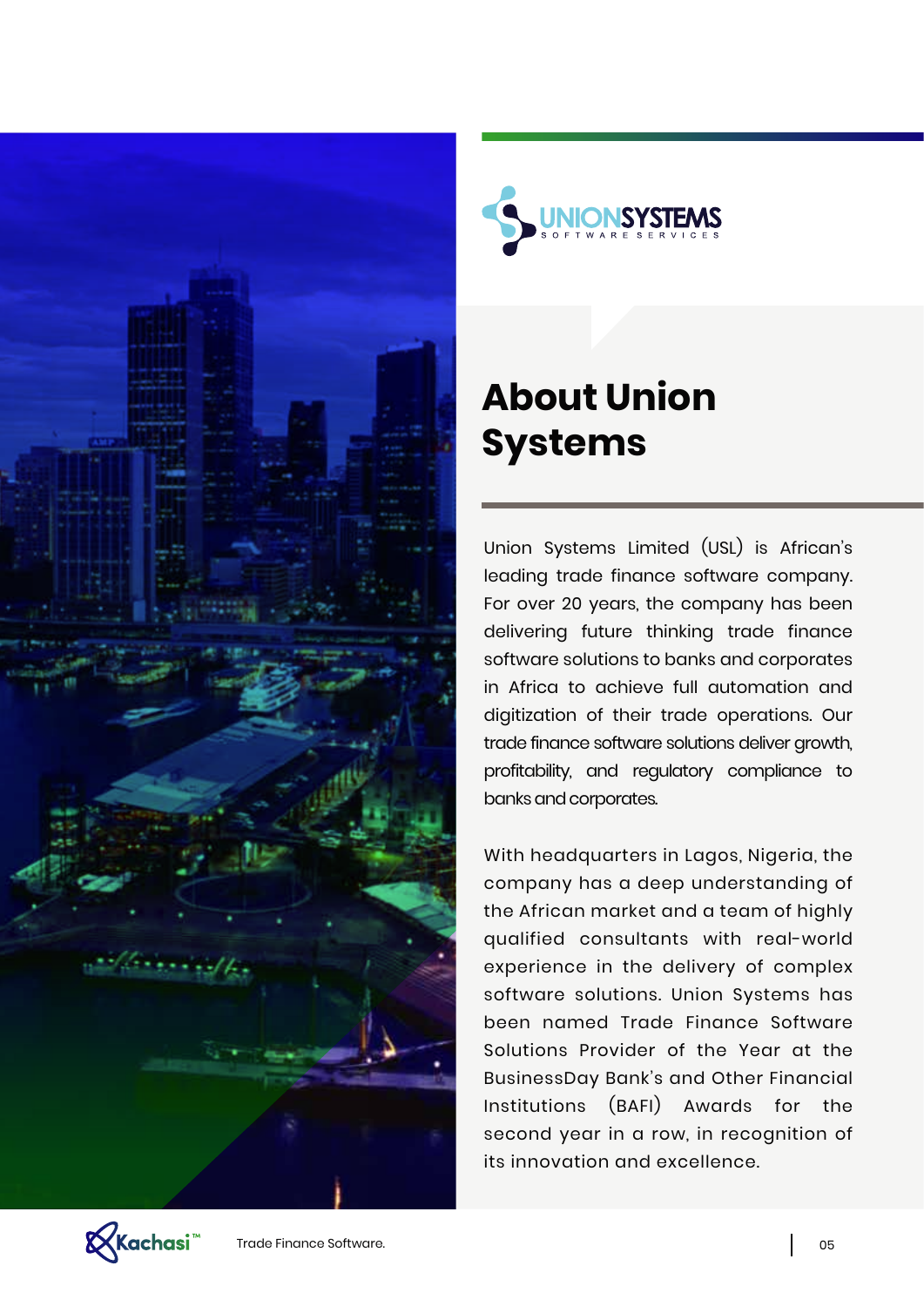# About Union Systems

Union Systems Limited (USL) is African's leading trade finance software company. For over 20 years, the company has been delivering future thinking trade finance software solutions to banks and corporates in Africa to achieve full automation and digitization of their trade operations. Our trade finance software solutions deliver growth, profitability, and regulatory compliance to banks and corporates.

With headquarters in Lagos, Nigeria, the company has a deep understanding of the African market and a team of highly qualified consultants with real-world experience in the delivery of complex software solutions. Union Systems has been named Trade Finance Software Solutions Provider of the Year at the BusinessDay Bank's and Other Financial Institutions (BAFI) Awards for the second year in a row, in recognition of its innovation and excellence.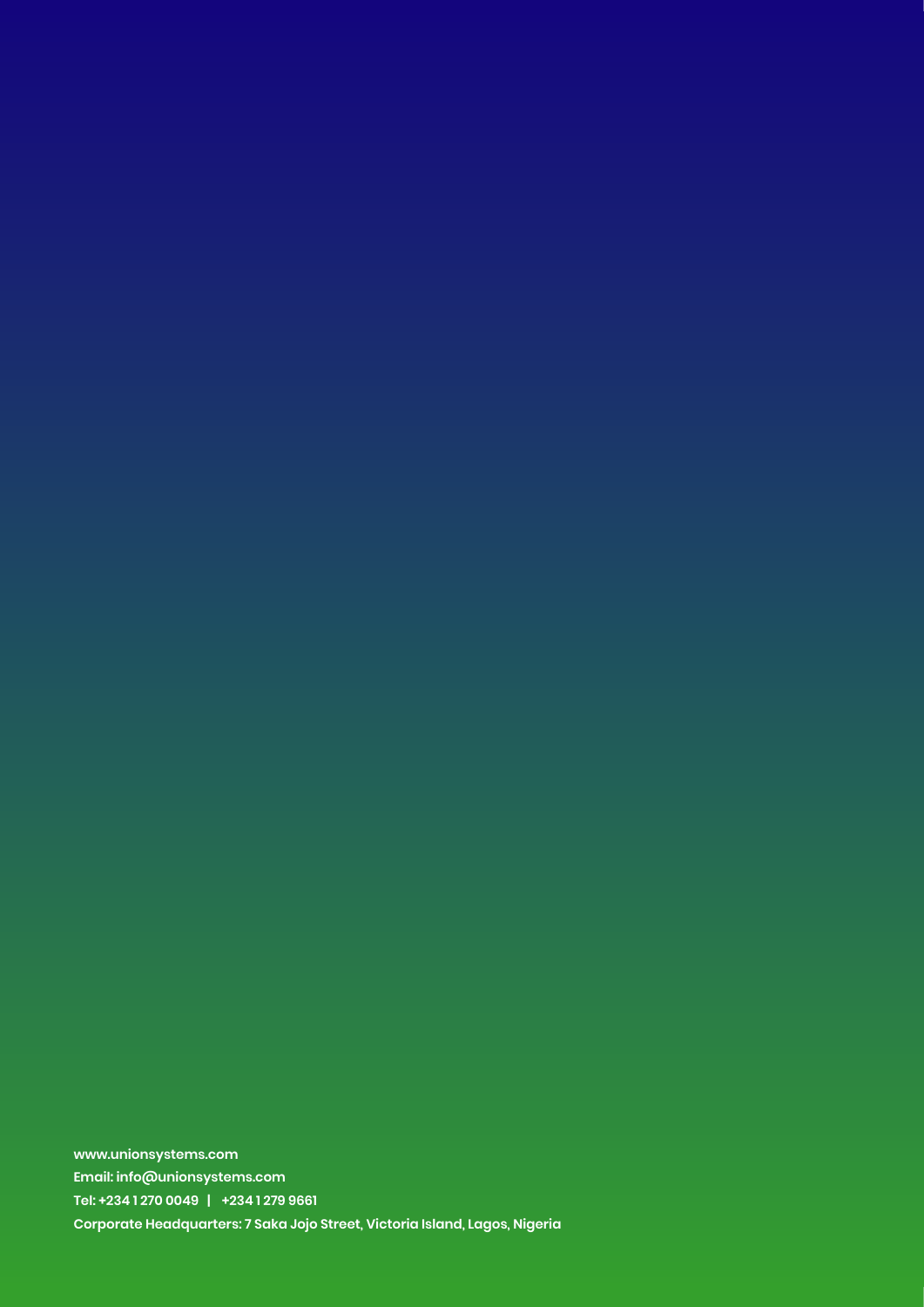www.unionsystems.com
Email: info@unionsystems.com
Tel: +234 1 270 0049 | +234 1 279 9661
Corporate Headquarters: 7 Saka Jojo Street, Victoria Island, Lagos, Nigeria